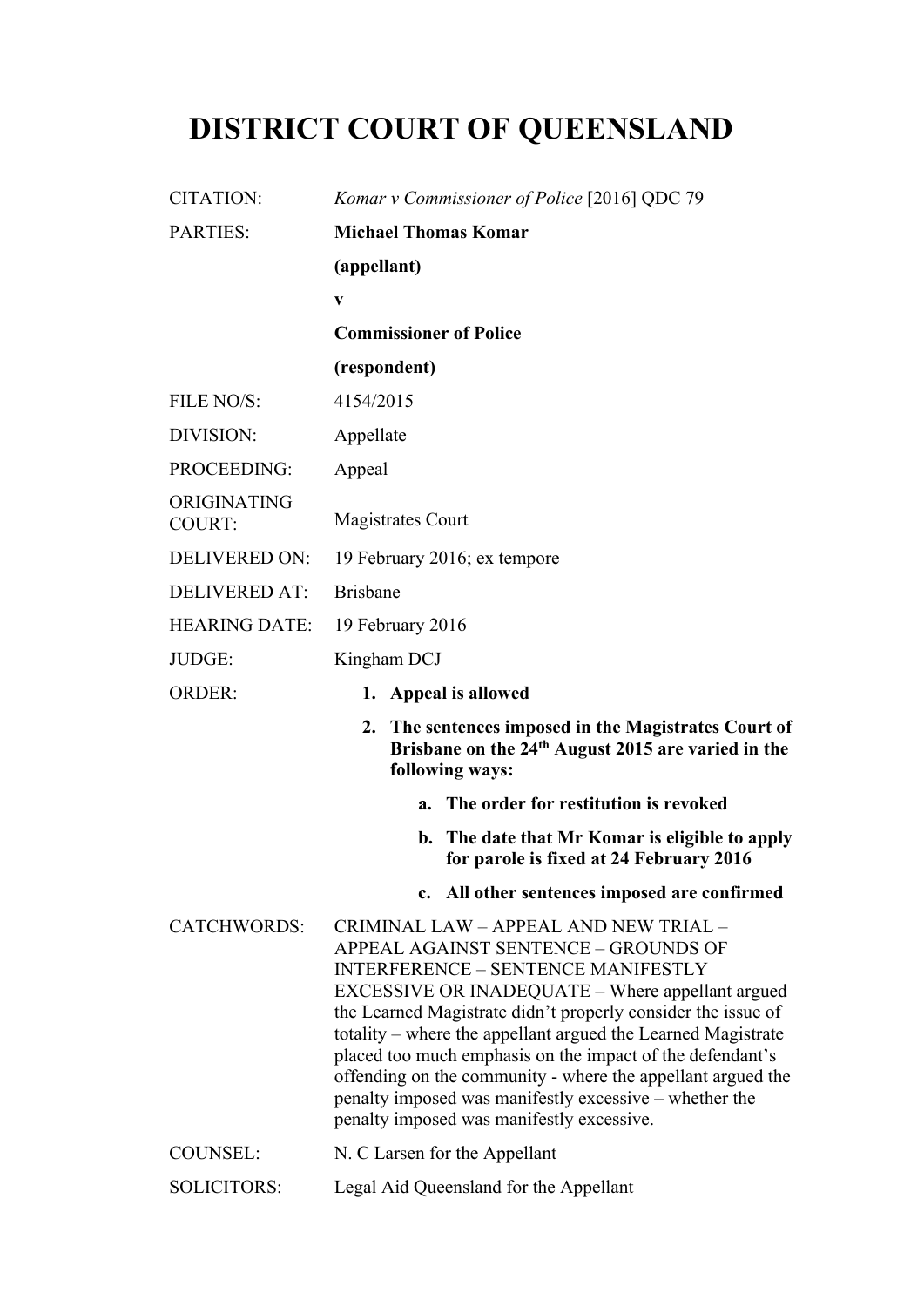# DISTRICT COURT OF QUEENSLAND

| | |
|---|---|
| CITATION: | *Komar v Commissioner of Police* [2016] QDC 79 |
| PARTIES: | **Michael Thomas Komar**<br>**(appellant)**<br>**v**<br>**Commissioner of Police**<br>**(respondent)** |
| FILE NO/S: | 4154/2015 |
| DIVISION: | Appellate |
| PROCEEDING: | Appeal |
| ORIGINATING COURT: | Magistrates Court |
| DELIVERED ON: | 19 February 2016; ex tempore |
| DELIVERED AT: | Brisbane |
| HEARING DATE: | 19 February 2016 |
| JUDGE: | Kingham DCJ |
| ORDER: | **1. Appeal is allowed**<br>**2. The sentences imposed in the Magistrates Court of Brisbane on the 24th August 2015 are varied in the following ways:**<br>**a. The order for restitution is revoked**<br>**b. The date that Mr Komar is eligible to apply for parole is fixed at 24 February 2016**<br>**c. All other sentences imposed are confirmed** |
| CATCHWORDS: | CRIMINAL LAW – APPEAL AND NEW TRIAL – APPEAL AGAINST SENTENCE – GROUNDS OF INTERFERENCE – SENTENCE MANIFESTLY EXCESSIVE OR INADEQUATE – Where appellant argued the Learned Magistrate didn't properly consider the issue of totality – where the appellant argued the Learned Magistrate placed too much emphasis on the impact of the defendant's offending on the community - where the appellant argued the penalty imposed was manifestly excessive – whether the penalty imposed was manifestly excessive. |
| COUNSEL: | N. C Larsen for the Appellant |
| SOLICITORS: | Legal Aid Queensland for the Appellant |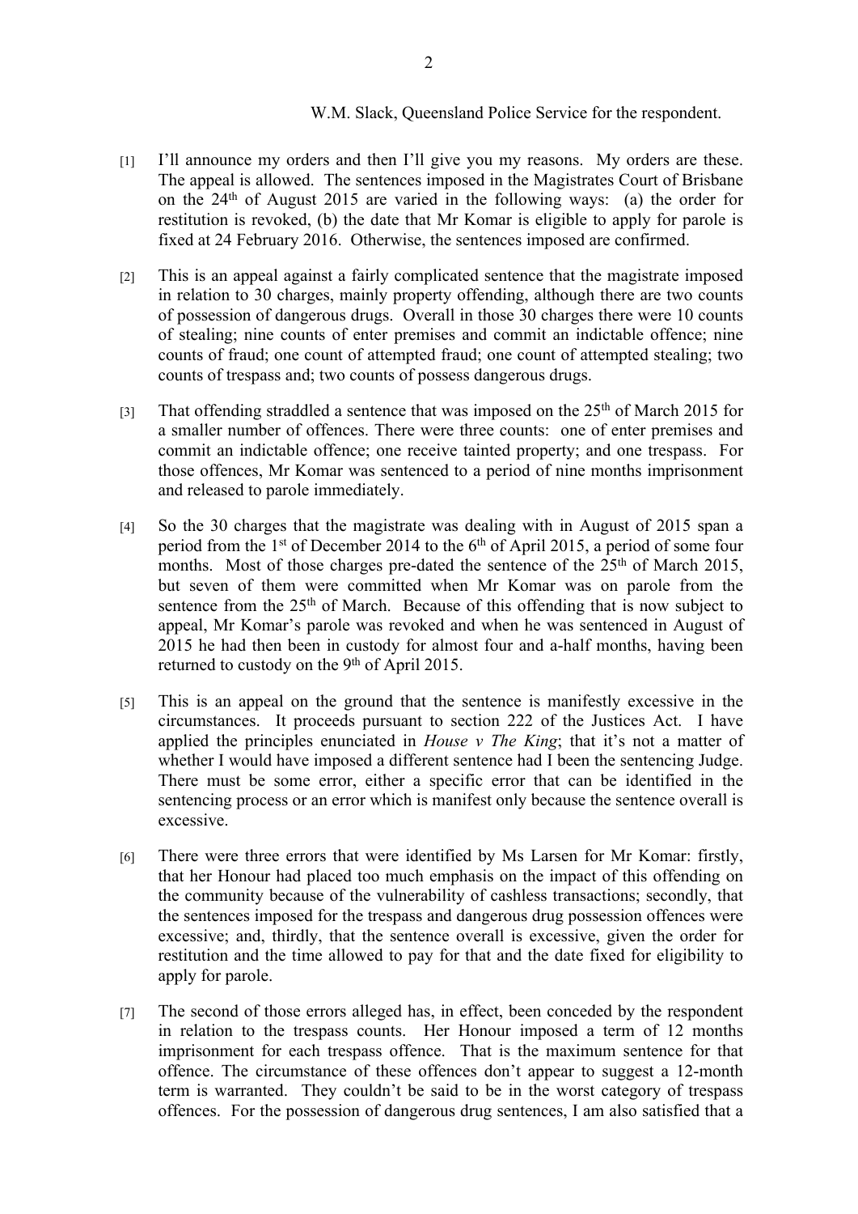W.M. Slack, Queensland Police Service for the respondent.

[1] I'll announce my orders and then I'll give you my reasons. My orders are these. The appeal is allowed. The sentences imposed in the Magistrates Court of Brisbane on the 24th of August 2015 are varied in the following ways: (a) the order for restitution is revoked, (b) the date that Mr Komar is eligible to apply for parole is fixed at 24 February 2016. Otherwise, the sentences imposed are confirmed.

[2] This is an appeal against a fairly complicated sentence that the magistrate imposed in relation to 30 charges, mainly property offending, although there are two counts of possession of dangerous drugs. Overall in those 30 charges there were 10 counts of stealing; nine counts of enter premises and commit an indictable offence; nine counts of fraud; one count of attempted fraud; one count of attempted stealing; two counts of trespass and; two counts of possess dangerous drugs.

[3] That offending straddled a sentence that was imposed on the 25th of March 2015 for a smaller number of offences. There were three counts: one of enter premises and commit an indictable offence; one receive tainted property; and one trespass. For those offences, Mr Komar was sentenced to a period of nine months imprisonment and released to parole immediately.

[4] So the 30 charges that the magistrate was dealing with in August of 2015 span a period from the 1st of December 2014 to the 6th of April 2015, a period of some four months. Most of those charges pre-dated the sentence of the 25th of March 2015, but seven of them were committed when Mr Komar was on parole from the sentence from the 25th of March. Because of this offending that is now subject to appeal, Mr Komar's parole was revoked and when he was sentenced in August of 2015 he had then been in custody for almost four and a-half months, having been returned to custody on the 9th of April 2015.

[5] This is an appeal on the ground that the sentence is manifestly excessive in the circumstances. It proceeds pursuant to section 222 of the Justices Act. I have applied the principles enunciated in *House v The King*; that it's not a matter of whether I would have imposed a different sentence had I been the sentencing Judge. There must be some error, either a specific error that can be identified in the sentencing process or an error which is manifest only because the sentence overall is excessive.

[6] There were three errors that were identified by Ms Larsen for Mr Komar: firstly, that her Honour had placed too much emphasis on the impact of this offending on the community because of the vulnerability of cashless transactions; secondly, that the sentences imposed for the trespass and dangerous drug possession offences were excessive; and, thirdly, that the sentence overall is excessive, given the order for restitution and the time allowed to pay for that and the date fixed for eligibility to apply for parole.

[7] The second of those errors alleged has, in effect, been conceded by the respondent in relation to the trespass counts. Her Honour imposed a term of 12 months imprisonment for each trespass offence. That is the maximum sentence for that offence. The circumstance of these offences don't appear to suggest a 12-month term is warranted. They couldn't be said to be in the worst category of trespass offences. For the possession of dangerous drug sentences, I am also satisfied that a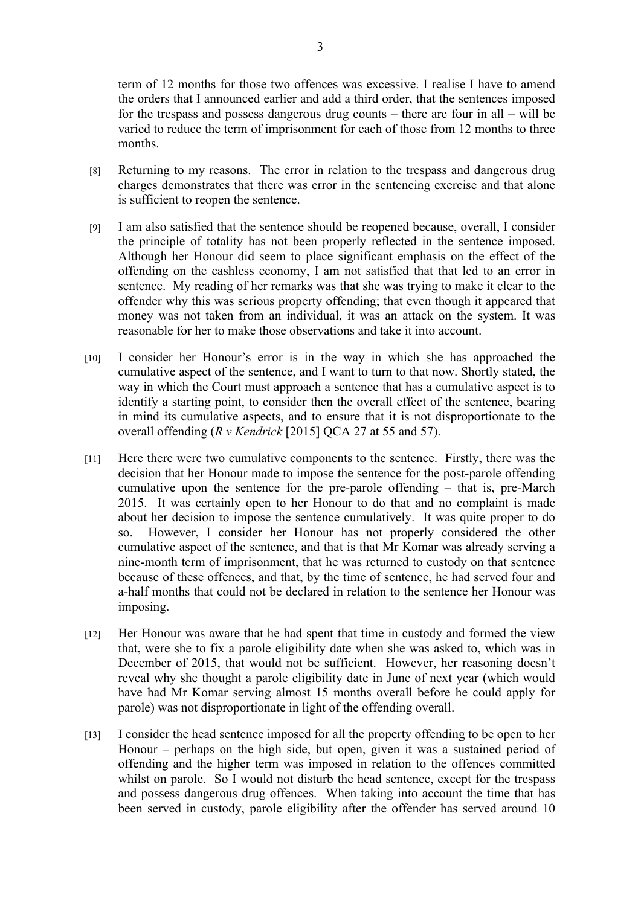term of 12 months for those two offences was excessive. I realise I have to amend the orders that I announced earlier and add a third order, that the sentences imposed for the trespass and possess dangerous drug counts – there are four in all – will be varied to reduce the term of imprisonment for each of those from 12 months to three months.

[8] Returning to my reasons. The error in relation to the trespass and dangerous drug charges demonstrates that there was error in the sentencing exercise and that alone is sufficient to reopen the sentence.

[9] I am also satisfied that the sentence should be reopened because, overall, I consider the principle of totality has not been properly reflected in the sentence imposed. Although her Honour did seem to place significant emphasis on the effect of the offending on the cashless economy, I am not satisfied that that led to an error in sentence. My reading of her remarks was that she was trying to make it clear to the offender why this was serious property offending; that even though it appeared that money was not taken from an individual, it was an attack on the system. It was reasonable for her to make those observations and take it into account.

[10] I consider her Honour's error is in the way in which she has approached the cumulative aspect of the sentence, and I want to turn to that now. Shortly stated, the way in which the Court must approach a sentence that has a cumulative aspect is to identify a starting point, to consider then the overall effect of the sentence, bearing in mind its cumulative aspects, and to ensure that it is not disproportionate to the overall offending (*R v Kendrick* [2015] QCA 27 at 55 and 57).

[11] Here there were two cumulative components to the sentence. Firstly, there was the decision that her Honour made to impose the sentence for the post-parole offending cumulative upon the sentence for the pre-parole offending – that is, pre-March 2015. It was certainly open to her Honour to do that and no complaint is made about her decision to impose the sentence cumulatively. It was quite proper to do so. However, I consider her Honour has not properly considered the other cumulative aspect of the sentence, and that is that Mr Komar was already serving a nine-month term of imprisonment, that he was returned to custody on that sentence because of these offences, and that, by the time of sentence, he had served four and a-half months that could not be declared in relation to the sentence her Honour was imposing.

[12] Her Honour was aware that he had spent that time in custody and formed the view that, were she to fix a parole eligibility date when she was asked to, which was in December of 2015, that would not be sufficient. However, her reasoning doesn't reveal why she thought a parole eligibility date in June of next year (which would have had Mr Komar serving almost 15 months overall before he could apply for parole) was not disproportionate in light of the offending overall.

[13] I consider the head sentence imposed for all the property offending to be open to her Honour – perhaps on the high side, but open, given it was a sustained period of offending and the higher term was imposed in relation to the offences committed whilst on parole. So I would not disturb the head sentence, except for the trespass and possess dangerous drug offences. When taking into account the time that has been served in custody, parole eligibility after the offender has served around 10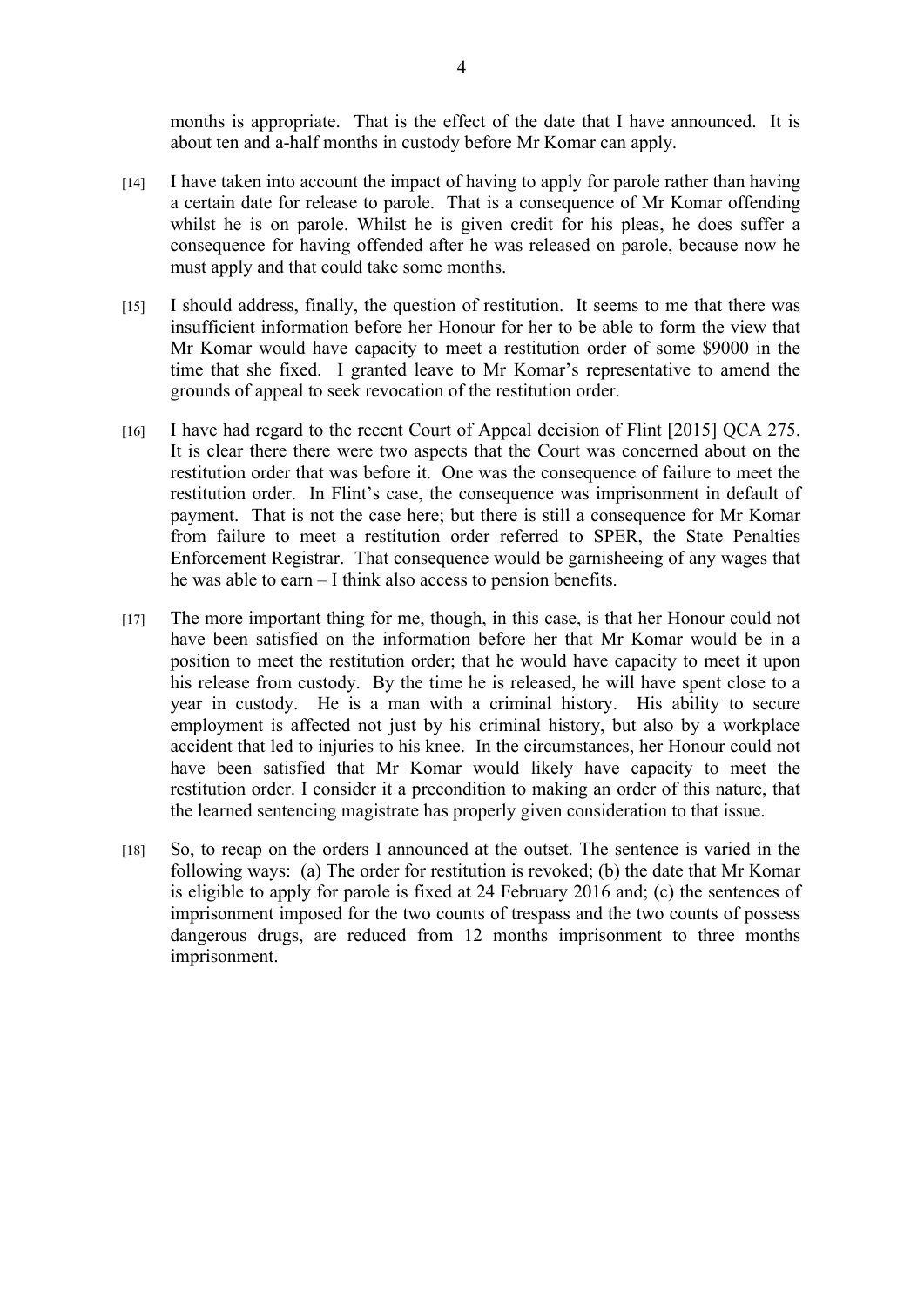months is appropriate. That is the effect of the date that I have announced. It is about ten and a-half months in custody before Mr Komar can apply.

[14] I have taken into account the impact of having to apply for parole rather than having a certain date for release to parole. That is a consequence of Mr Komar offending whilst he is on parole. Whilst he is given credit for his pleas, he does suffer a consequence for having offended after he was released on parole, because now he must apply and that could take some months.

[15] I should address, finally, the question of restitution. It seems to me that there was insufficient information before her Honour for her to be able to form the view that Mr Komar would have capacity to meet a restitution order of some $9000 in the time that she fixed. I granted leave to Mr Komar's representative to amend the grounds of appeal to seek revocation of the restitution order.

[16] I have had regard to the recent Court of Appeal decision of Flint [2015] QCA 275. It is clear there there were two aspects that the Court was concerned about on the restitution order that was before it. One was the consequence of failure to meet the restitution order. In Flint's case, the consequence was imprisonment in default of payment. That is not the case here; but there is still a consequence for Mr Komar from failure to meet a restitution order referred to SPER, the State Penalties Enforcement Registrar. That consequence would be garnisheeing of any wages that he was able to earn – I think also access to pension benefits.

[17] The more important thing for me, though, in this case, is that her Honour could not have been satisfied on the information before her that Mr Komar would be in a position to meet the restitution order; that he would have capacity to meet it upon his release from custody. By the time he is released, he will have spent close to a year in custody. He is a man with a criminal history. His ability to secure employment is affected not just by his criminal history, but also by a workplace accident that led to injuries to his knee. In the circumstances, her Honour could not have been satisfied that Mr Komar would likely have capacity to meet the restitution order. I consider it a precondition to making an order of this nature, that the learned sentencing magistrate has properly given consideration to that issue.

[18] So, to recap on the orders I announced at the outset. The sentence is varied in the following ways: (a) The order for restitution is revoked; (b) the date that Mr Komar is eligible to apply for parole is fixed at 24 February 2016 and; (c) the sentences of imprisonment imposed for the two counts of trespass and the two counts of possess dangerous drugs, are reduced from 12 months imprisonment to three months imprisonment.